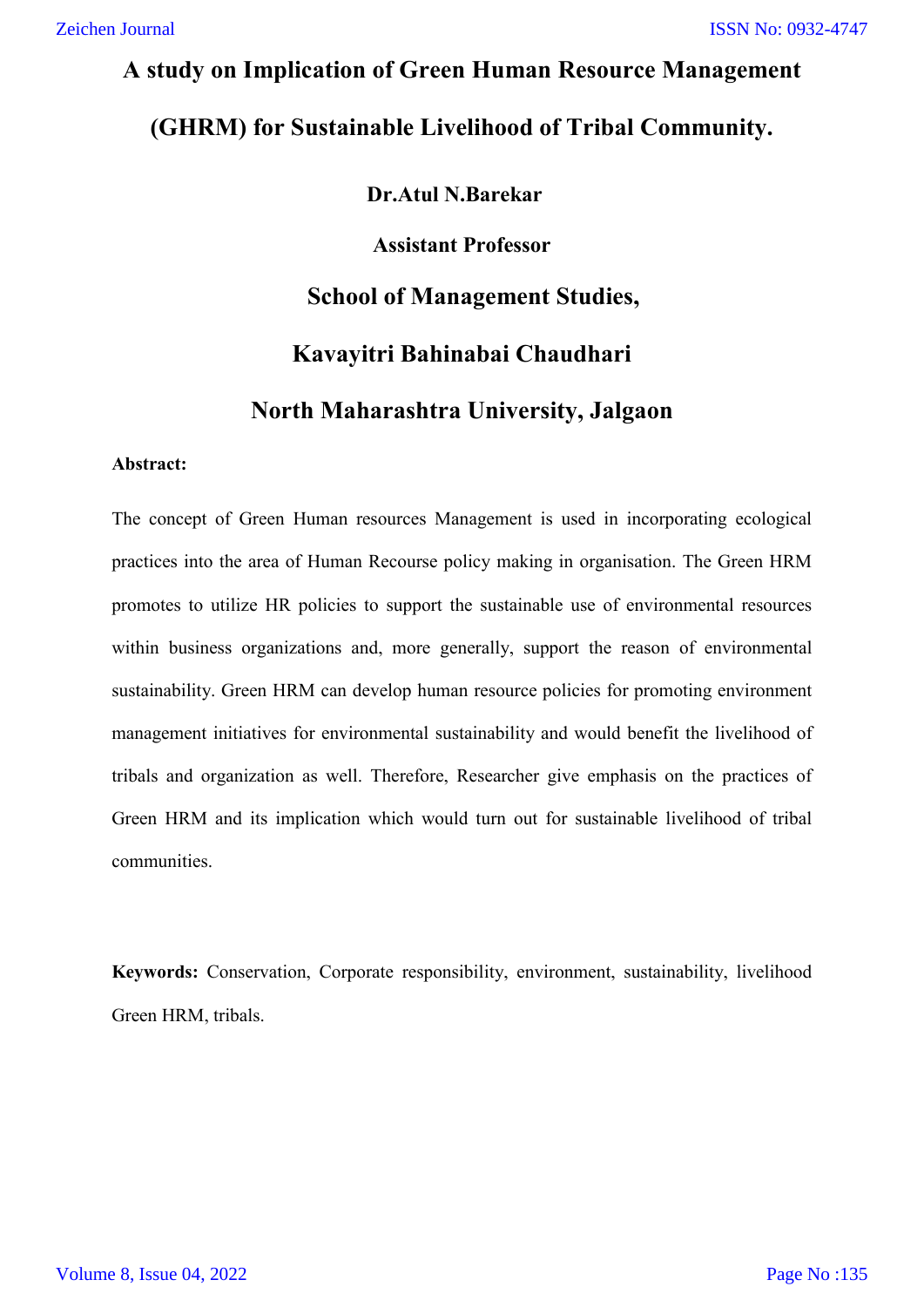# A study on Implication of Green Human Resource Management (GHRM) for Sustainable Livelihood of Tribal Community.

**Dr.Atul N.Barekar**

**Assistant Professor**

**School of Management Studies,**

**Kavayitri Bahinabai Chaudhari**

**North Maharashtra University, Jalgaon**

**Abstract:**

The concept of Green Human resources Management is used in incorporating ecological practices into the area of Human Recourse policy making in organisation. The Green HRM promotes to utilize HR policies to support the sustainable use of environmental resources within business organizations and, more generally, support the reason of environmental sustainability. Green HRM can develop human resource policies for promoting environment management initiatives for environmental sustainability and would benefit the livelihood of tribals and organization as well. Therefore, Researcher give emphasis on the practices of Green HRM and its implication which would turn out for sustainable livelihood of tribal communities.

**Keywords:** Conservation, Corporate responsibility, environment, sustainability, livelihood Green HRM, tribals.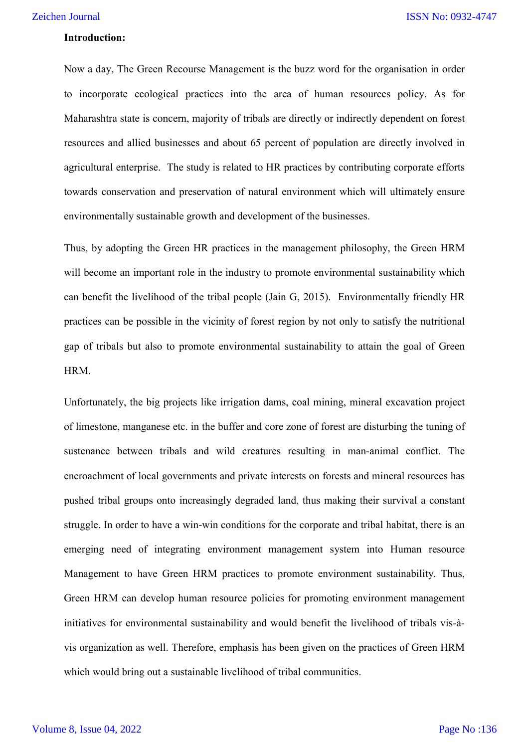**Introduction:**

Now a day, The Green Recourse Management is the buzz word for the organisation in order to incorporate ecological practices into the area of human resources policy. As for Maharashtra state is concern, majority of tribals are directly or indirectly dependent on forest resources and allied businesses and about 65 percent of population are directly involved in agricultural enterprise. The study is related to HR practices by contributing corporate efforts towards conservation and preservation of natural environment which will ultimately ensure environmentally sustainable growth and development of the businesses.

Thus, by adopting the Green HR practices in the management philosophy, the Green HRM will become an important role in the industry to promote environmental sustainability which can benefit the livelihood of the tribal people (Jain G, 2015). Environmentally friendly HR practices can be possible in the vicinity of forest region by not only to satisfy the nutritional gap of tribals but also to promote environmental sustainability to attain the goal of Green HRM.

Unfortunately, the big projects like irrigation dams, coal mining, mineral excavation project of limestone, manganese etc. in the buffer and core zone of forest are disturbing the tuning of sustenance between tribals and wild creatures resulting in man-animal conflict. The encroachment of local governments and private interests on forests and mineral resources has pushed tribal groups onto increasingly degraded land, thus making their survival a constant struggle. In order to have a win-win conditions for the corporate and tribal habitat, there is an emerging need of integrating environment management system into Human resource Management to have Green HRM practices to promote environment sustainability. Thus, Green HRM can develop human resource policies for promoting environment management initiatives for environmental sustainability and would benefit the livelihood of tribals vis-à-vis organization as well. Therefore, emphasis has been given on the practices of Green HRM which would bring out a sustainable livelihood of tribal communities.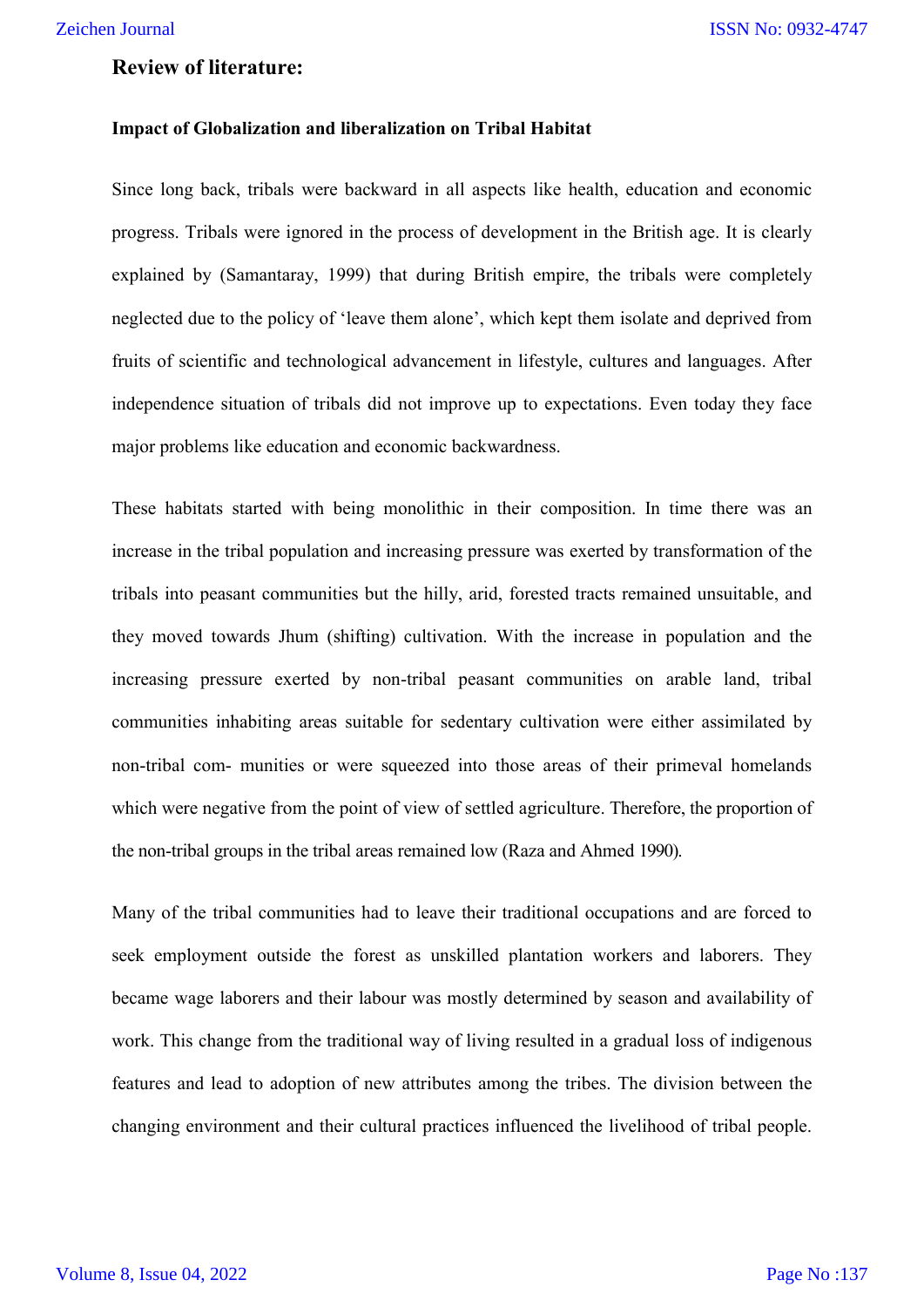## Review of literature:

### Impact of Globalization and liberalization on Tribal Habitat

Since long back, tribals were backward in all aspects like health, education and economic progress. Tribals were ignored in the process of development in the British age. It is clearly explained by (Samantaray, 1999) that during British empire, the tribals were completely neglected due to the policy of 'leave them alone', which kept them isolate and deprived from fruits of scientific and technological advancement in lifestyle, cultures and languages. After independence situation of tribals did not improve up to expectations. Even today they face major problems like education and economic backwardness.

These habitats started with being monolithic in their composition. In time there was an increase in the tribal population and increasing pressure was exerted by transformation of the tribals into peasant communities but the hilly, arid, forested tracts remained unsuitable, and they moved towards Jhum (shifting) cultivation. With the increase in population and the increasing pressure exerted by non-tribal peasant communities on arable land, tribal communities inhabiting areas suitable for sedentary cultivation were either assimilated by non-tribal com- munities or were squeezed into those areas of their primeval homelands which were negative from the point of view of settled agriculture. Therefore, the proportion of the non-tribal groups in the tribal areas remained low (Raza and Ahmed 1990).

Many of the tribal communities had to leave their traditional occupations and are forced to seek employment outside the forest as unskilled plantation workers and laborers. They became wage laborers and their labour was mostly determined by season and availability of work. This change from the traditional way of living resulted in a gradual loss of indigenous features and lead to adoption of new attributes among the tribes. The division between the changing environment and their cultural practices influenced the livelihood of tribal people.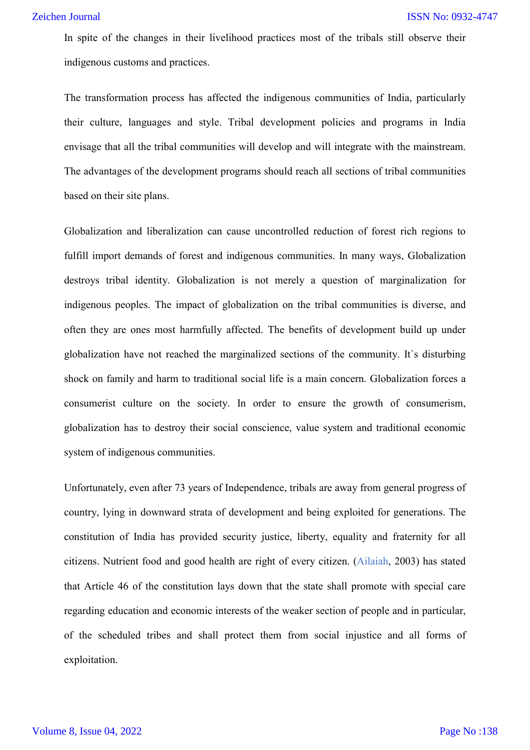In spite of the changes in their livelihood practices most of the tribals still observe their indigenous customs and practices.

The transformation process has affected the indigenous communities of India, particularly their culture, languages and style. Tribal development policies and programs in India envisage that all the tribal communities will develop and will integrate with the mainstream. The advantages of the development programs should reach all sections of tribal communities based on their site plans.

Globalization and liberalization can cause uncontrolled reduction of forest rich regions to fulfill import demands of forest and indigenous communities. In many ways, Globalization destroys tribal identity. Globalization is not merely a question of marginalization for indigenous peoples. The impact of globalization on the tribal communities is diverse, and often they are ones most harmfully affected. The benefits of development build up under globalization have not reached the marginalized sections of the community. It`s disturbing shock on family and harm to traditional social life is a main concern. Globalization forces a consumerist culture on the society. In order to ensure the growth of consumerism, globalization has to destroy their social conscience, value system and traditional economic system of indigenous communities.

Unfortunately, even after 73 years of Independence, tribals are away from general progress of country, lying in downward strata of development and being exploited for generations. The constitution of India has provided security justice, liberty, equality and fraternity for all citizens. Nutrient food and good health are right of every citizen. (Ailaiah, 2003) has stated that Article 46 of the constitution lays down that the state shall promote with special care regarding education and economic interests of the weaker section of people and in particular, of the scheduled tribes and shall protect them from social injustice and all forms of exploitation.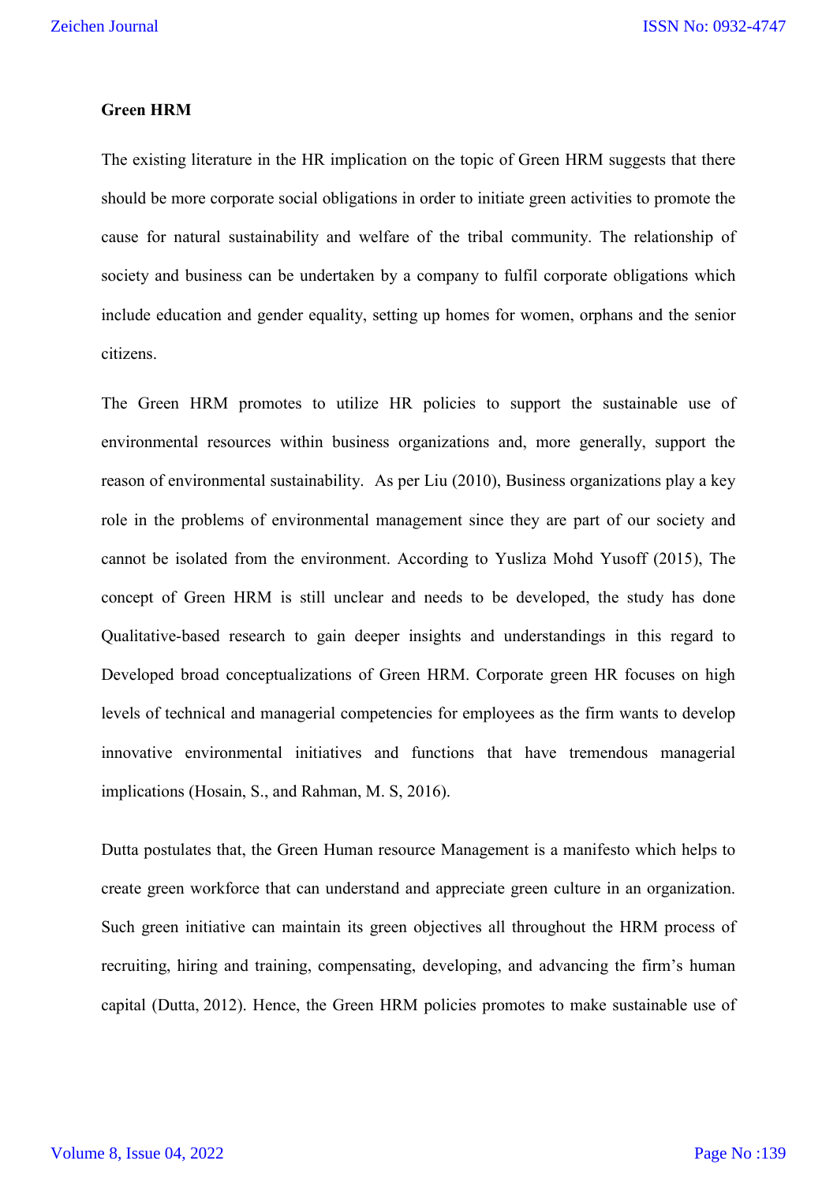**Green HRM**

The existing literature in the HR implication on the topic of Green HRM suggests that there should be more corporate social obligations in order to initiate green activities to promote the cause for natural sustainability and welfare of the tribal community. The relationship of society and business can be undertaken by a company to fulfil corporate obligations which include education and gender equality, setting up homes for women, orphans and the senior citizens.

The Green HRM promotes to utilize HR policies to support the sustainable use of environmental resources within business organizations and, more generally, support the reason of environmental sustainability. As per Liu (2010), Business organizations play a key role in the problems of environmental management since they are part of our society and cannot be isolated from the environment. According to Yusliza Mohd Yusoff (2015), The concept of Green HRM is still unclear and needs to be developed, the study has done Qualitative-based research to gain deeper insights and understandings in this regard to Developed broad conceptualizations of Green HRM. Corporate green HR focuses on high levels of technical and managerial competencies for employees as the firm wants to develop innovative environmental initiatives and functions that have tremendous managerial implications (Hosain, S., and Rahman, M. S, 2016).

Dutta postulates that, the Green Human resource Management is a manifesto which helps to create green workforce that can understand and appreciate green culture in an organization. Such green initiative can maintain its green objectives all throughout the HRM process of recruiting, hiring and training, compensating, developing, and advancing the firm's human capital (Dutta, 2012). Hence, the Green HRM policies promotes to make sustainable use of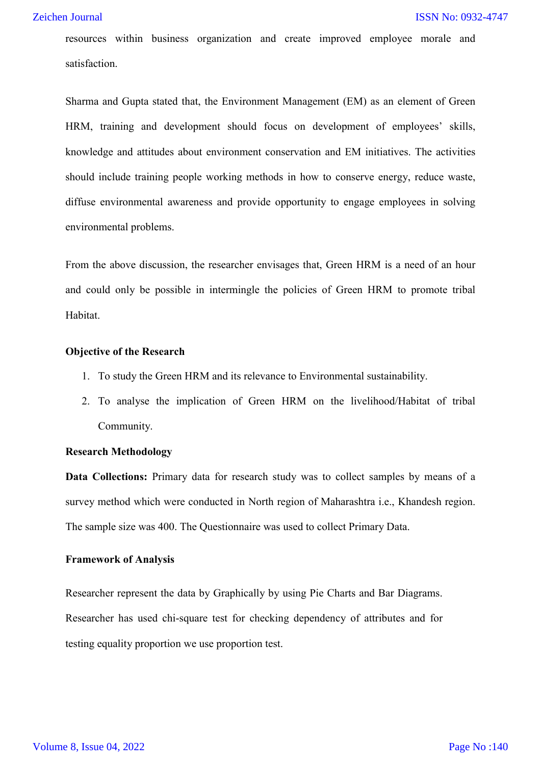resources within business organization and create improved employee morale and satisfaction.

Sharma and Gupta stated that, the Environment Management (EM) as an element of Green HRM, training and development should focus on development of employees' skills, knowledge and attitudes about environment conservation and EM initiatives. The activities should include training people working methods in how to conserve energy, reduce waste, diffuse environmental awareness and provide opportunity to engage employees in solving environmental problems.

From the above discussion, the researcher envisages that, Green HRM is a need of an hour and could only be possible in intermingle the policies of Green HRM to promote tribal Habitat.

**Objective of the Research**

1. To study the Green HRM and its relevance to Environmental sustainability.
2. To analyse the implication of Green HRM on the livelihood/Habitat of tribal Community.

**Research Methodology**

**Data Collections:** Primary data for research study was to collect samples by means of a survey method which were conducted in North region of Maharashtra i.e., Khandesh region. The sample size was 400. The Questionnaire was used to collect Primary Data.

**Framework of Analysis**

Researcher represent the data by Graphically by using Pie Charts and Bar Diagrams. Researcher has used chi-square test for checking dependency of attributes and for testing equality proportion we use proportion test.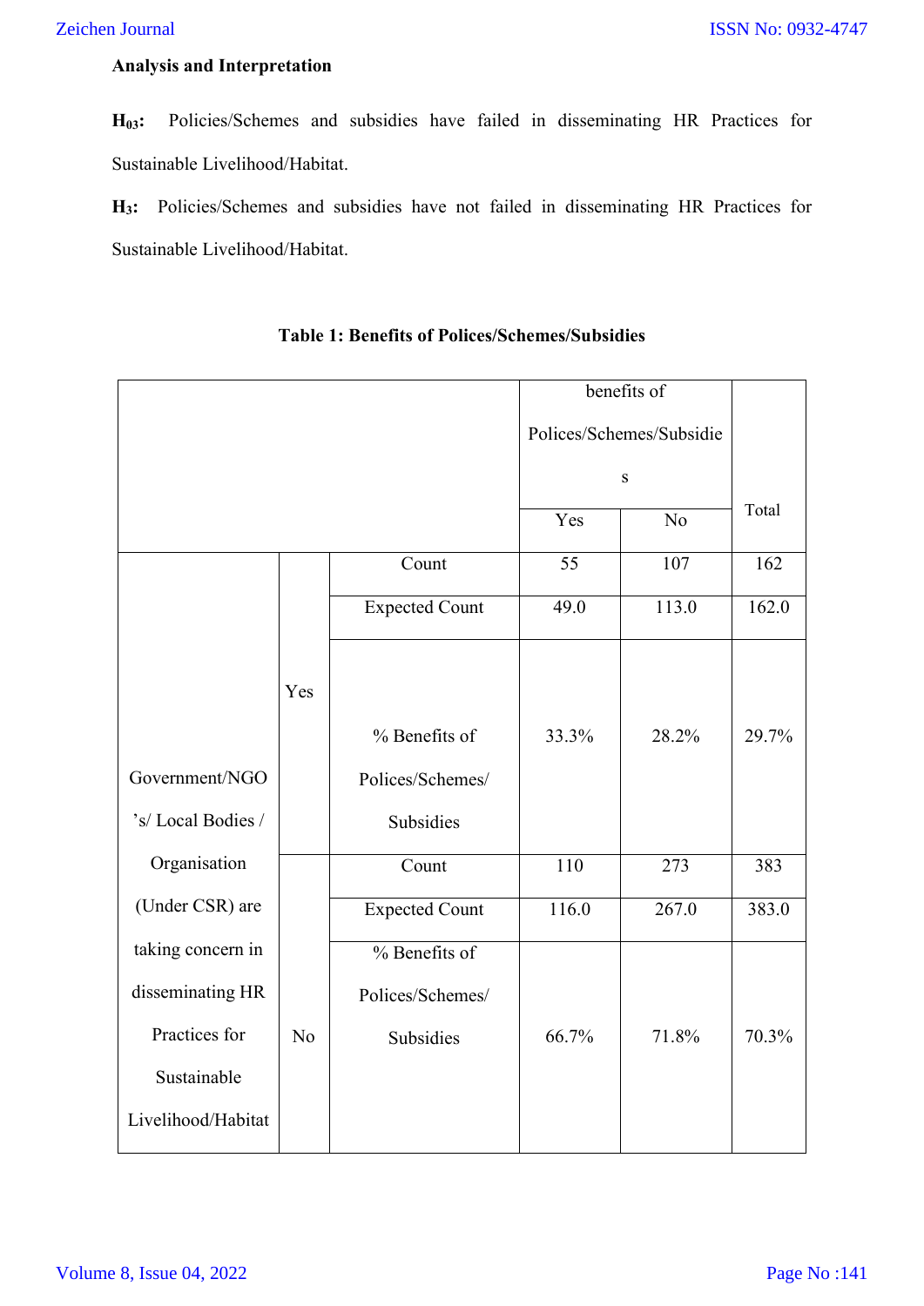**Analysis and Interpretation**

**$H_{03}$:** Policies/Schemes and subsidies have failed in disseminating HR Practices for Sustainable Livelihood/Habitat.

**$H_3$:** Policies/Schemes and subsidies have not failed in disseminating HR Practices for Sustainable Livelihood/Habitat.

**Table 1: Benefits of Polices/Schemes/Subsidies**

| | | | benefits of Polices/Schemes/Subsidies | | Total |
|---|---|---|---|---|---|
| | | | Yes | No | |
| Government/NGO's/ Local Bodies / Organisation (Under CSR) are taking concern in disseminating HR Practices for Sustainable Livelihood/Habitat | Yes | Count | 55 | 107 | 162 |
| | | Expected Count | 49.0 | 113.0 | 162.0 |
| | | % Benefits of Polices/Schemes/ Subsidies | 33.3% | 28.2% | 29.7% |
| | No | Count | 110 | 273 | 383 |
| | | Expected Count | 116.0 | 267.0 | 383.0 |
| | | % Benefits of Polices/Schemes/ Subsidies | 66.7% | 71.8% | 70.3% |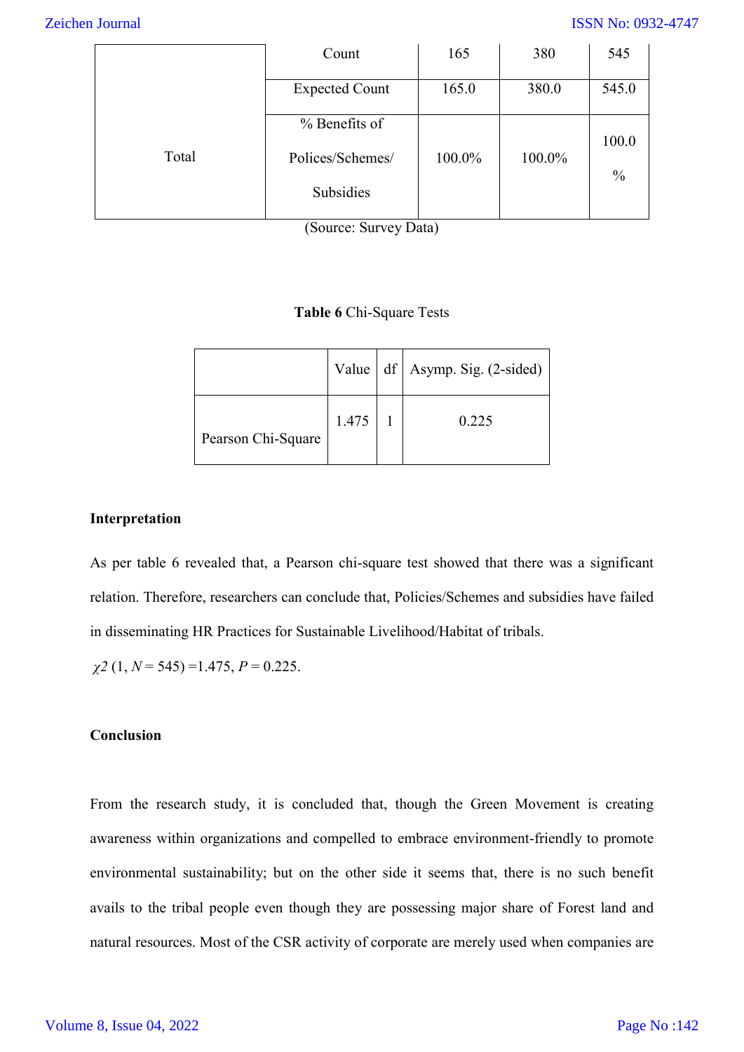| Total | Count | 165 | 380 | 545 |
|---|---|---|---|---|
| | Expected Count | 165.0 | 380.0 | 545.0 |
| | % Benefits of Polices/Schemes/ Subsidies | 100.0% | 100.0% | 100.0 % |

(Source: Survey Data)

**Table 6** Chi-Square Tests

| | Value | df | Asymp. Sig. (2-sided) |
|---|---|---|---|
| Pearson Chi-Square | 1.475 | 1 | 0.225 |

**Interpretation**

As per table 6 revealed that, a Pearson chi-square test showed that there was a significant relation. Therefore, researchers can conclude that, Policies/Schemes and subsidies have failed in disseminating HR Practices for Sustainable Livelihood/Habitat of tribals.

$\chi 2$ (1, $N$ = 545) =1.475, $P$ = 0.225.

**Conclusion**

From the research study, it is concluded that, though the Green Movement is creating awareness within organizations and compelled to embrace environment-friendly to promote environmental sustainability; but on the other side it seems that, there is no such benefit avails to the tribal people even though they are possessing major share of Forest land and natural resources. Most of the CSR activity of corporate are merely used when companies are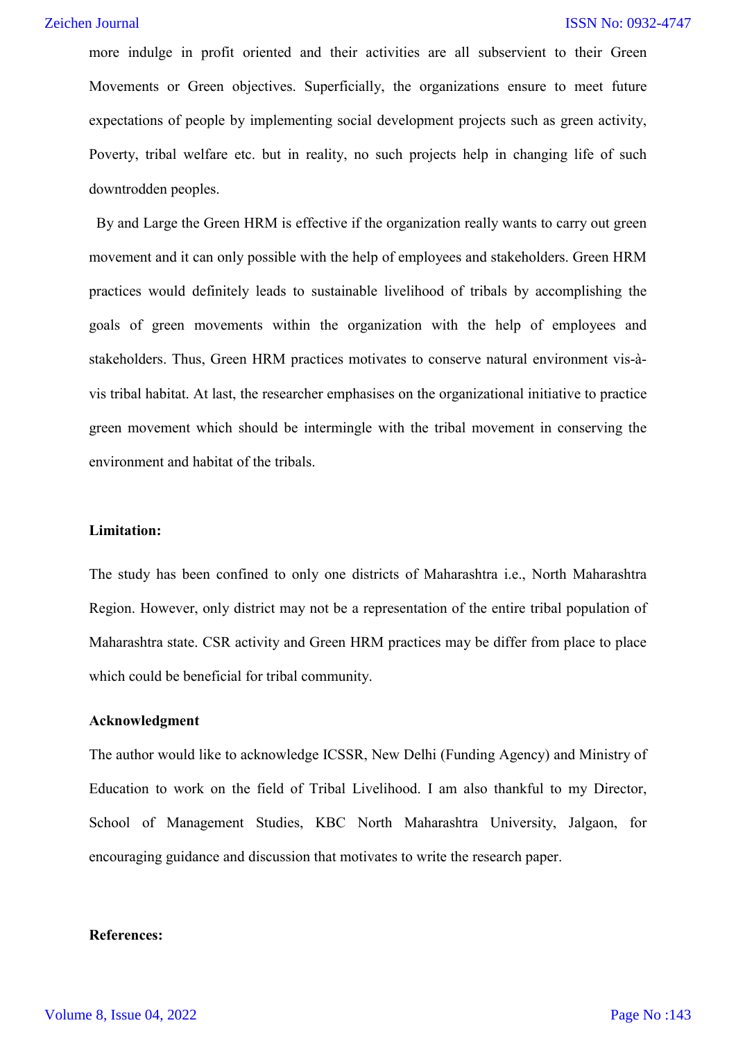more indulge in profit oriented and their activities are all subservient to their Green Movements or Green objectives. Superficially, the organizations ensure to meet future expectations of people by implementing social development projects such as green activity, Poverty, tribal welfare etc. but in reality, no such projects help in changing life of such downtrodden peoples.

By and Large the Green HRM is effective if the organization really wants to carry out green movement and it can only possible with the help of employees and stakeholders. Green HRM practices would definitely leads to sustainable livelihood of tribals by accomplishing the goals of green movements within the organization with the help of employees and stakeholders. Thus, Green HRM practices motivates to conserve natural environment vis-à-vis tribal habitat. At last, the researcher emphasises on the organizational initiative to practice green movement which should be intermingle with the tribal movement in conserving the environment and habitat of the tribals.

**Limitation:**

The study has been confined to only one districts of Maharashtra i.e., North Maharashtra Region. However, only district may not be a representation of the entire tribal population of Maharashtra state. CSR activity and Green HRM practices may be differ from place to place which could be beneficial for tribal community.

**Acknowledgment**

The author would like to acknowledge ICSSR, New Delhi (Funding Agency) and Ministry of Education to work on the field of Tribal Livelihood. I am also thankful to my Director, School of Management Studies, KBC North Maharashtra University, Jalgaon, for encouraging guidance and discussion that motivates to write the research paper.

**References:**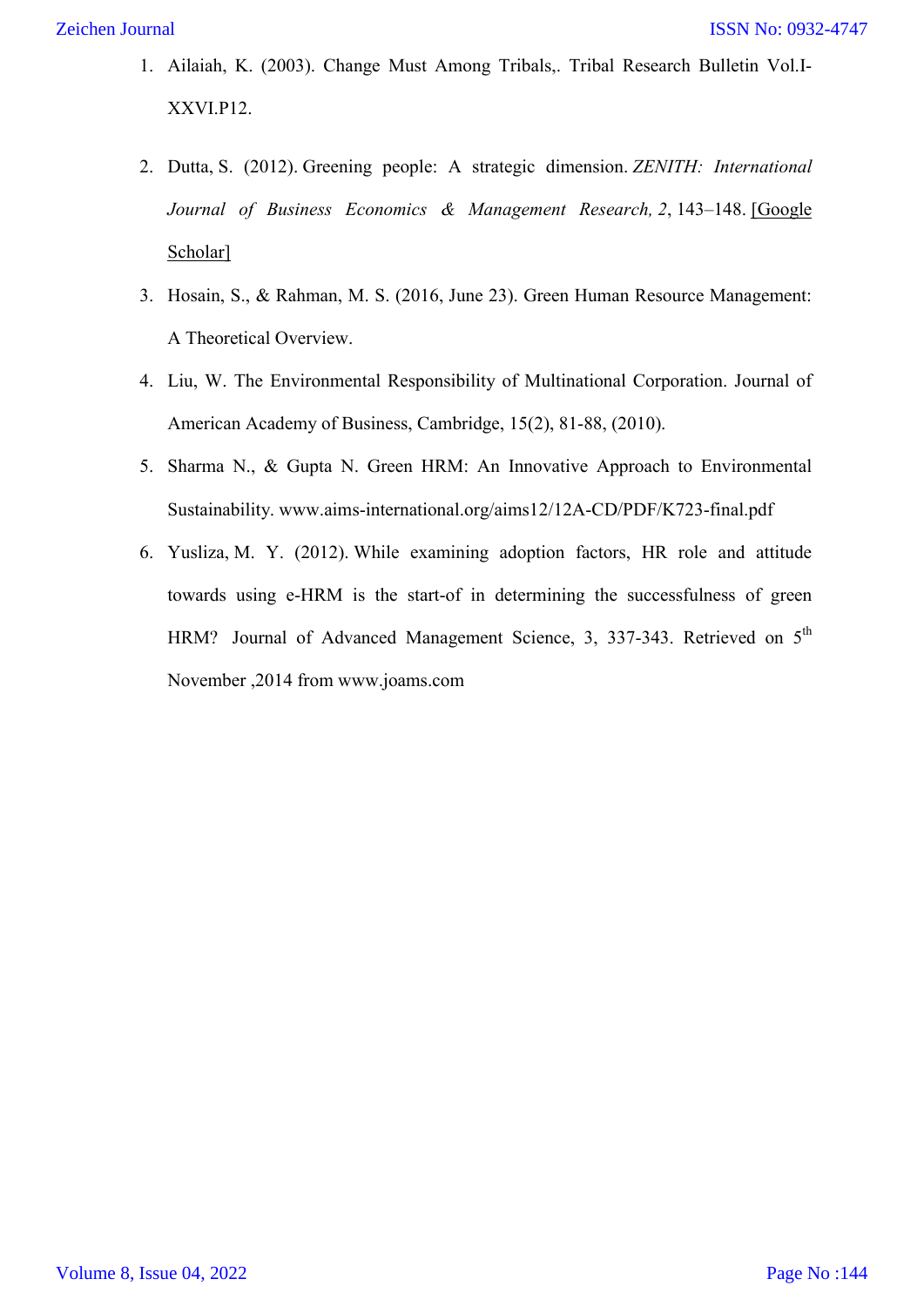1. Ailaiah, K. (2003). Change Must Among Tribals,. Tribal Research Bulletin Vol.I-XXVI.P12.
2. Dutta, S. (2012). Greening people: A strategic dimension. *ZENITH: International Journal of Business Economics & Management Research, 2*, 143–148. [Google Scholar]
3. Hosain, S., & Rahman, M. S. (2016, June 23). Green Human Resource Management: A Theoretical Overview.
4. Liu, W. The Environmental Responsibility of Multinational Corporation. Journal of American Academy of Business, Cambridge, 15(2), 81-88, (2010).
5. Sharma N., & Gupta N. Green HRM: An Innovative Approach to Environmental Sustainability. www.aims-international.org/aims12/12A-CD/PDF/K723-final.pdf
6. Yusliza, M. Y. (2012). While examining adoption factors, HR role and attitude towards using e-HRM is the start-of in determining the successfulness of green HRM? Journal of Advanced Management Science, 3, 337-343. Retrieved on 5th November ,2014 from www.joams.com